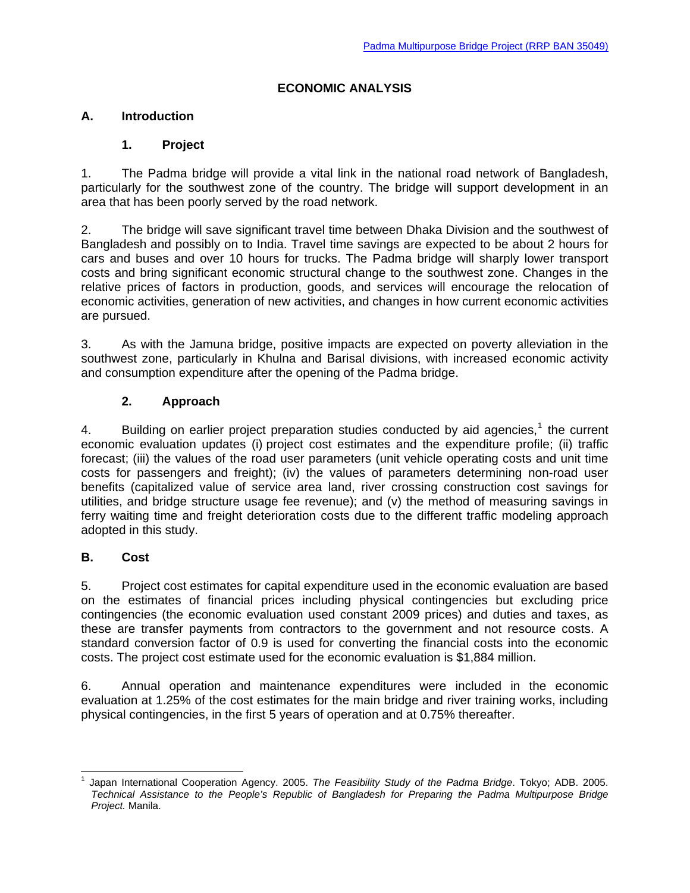# ECONOMIC ANALYSIS

## A. Introduction

### 1. Project

1. The Padma bridge will provide a vital link in the national road network of Bangladesh, particularly for the southwest zone of the country. The bridge will support development in an area that has been poorly served by the road network.

2. The bridge will save significant travel time between Dhaka Division and the southwest of Bangladesh and possibly on to India. Travel time savings are expected to be about 2 hours for cars and buses and over 10 hours for trucks. The Padma bridge will sharply lower transport costs and bring significant economic structural change to the southwest zone. Changes in the relative prices of factors in production, goods, and services will encourage the relocation of economic activities, generation of new activities, and changes in how current economic activities are pursued.

3. As with the Jamuna bridge, positive impacts are expected on poverty alleviation in the southwest zone, particularly in Khulna and Barisal divisions, with increased economic activity and consumption expenditure after the opening of the Padma bridge.

### 2. Approach

4. Building on earlier project preparation studies conducted by aid agencies,[1] the current economic evaluation updates (i) project cost estimates and the expenditure profile; (ii) traffic forecast; (iii) the values of the road user parameters (unit vehicle operating costs and unit time costs for passengers and freight); (iv) the values of parameters determining non-road user benefits (capitalized value of service area land, river crossing construction cost savings for utilities, and bridge structure usage fee revenue); and (v) the method of measuring savings in ferry waiting time and freight deterioration costs due to the different traffic modeling approach adopted in this study.

## B. Cost

5. Project cost estimates for capital expenditure used in the economic evaluation are based on the estimates of financial prices including physical contingencies but excluding price contingencies (the economic evaluation used constant 2009 prices) and duties and taxes, as these are transfer payments from contractors to the government and not resource costs. A standard conversion factor of 0.9 is used for converting the financial costs into the economic costs. The project cost estimate used for the economic evaluation is $1,884 million.

6. Annual operation and maintenance expenditures were included in the economic evaluation at 1.25% of the cost estimates for the main bridge and river training works, including physical contingencies, in the first 5 years of operation and at 0.75% thereafter.

---

[1] Japan International Cooperation Agency. 2005. *The Feasibility Study of the Padma Bridge*. Tokyo; ADB. 2005. *Technical Assistance to the People's Republic of Bangladesh for Preparing the Padma Multipurpose Bridge Project.* Manila.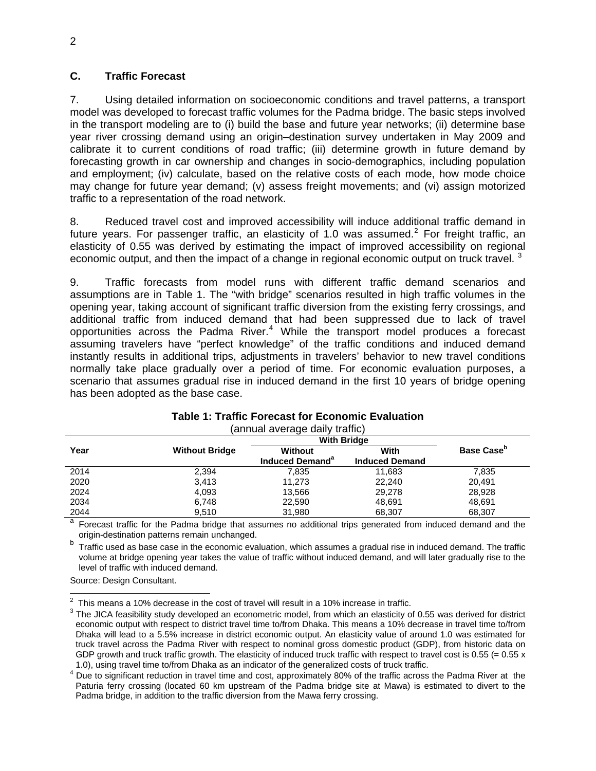## C. Traffic Forecast

7. Using detailed information on socioeconomic conditions and travel patterns, a transport model was developed to forecast traffic volumes for the Padma bridge. The basic steps involved in the transport modeling are to (i) build the base and future year networks; (ii) determine base year river crossing demand using an origin–destination survey undertaken in May 2009 and calibrate it to current conditions of road traffic; (iii) determine growth in future demand by forecasting growth in car ownership and changes in socio-demographics, including population and employment; (iv) calculate, based on the relative costs of each mode, how mode choice may change for future year demand; (v) assess freight movements; and (vi) assign motorized traffic to a representation of the road network.

8. Reduced travel cost and improved accessibility will induce additional traffic demand in future years. For passenger traffic, an elasticity of 1.0 was assumed.[2] For freight traffic, an elasticity of 0.55 was derived by estimating the impact of improved accessibility on regional economic output, and then the impact of a change in regional economic output on truck travel. [3]

9. Traffic forecasts from model runs with different traffic demand scenarios and assumptions are in Table 1. The "with bridge" scenarios resulted in high traffic volumes in the opening year, taking account of significant traffic diversion from the existing ferry crossings, and additional traffic from induced demand that had been suppressed due to lack of travel opportunities across the Padma River.[4] While the transport model produces a forecast assuming travelers have "perfect knowledge" of the traffic conditions and induced demand instantly results in additional trips, adjustments in travelers' behavior to new travel conditions normally take place gradually over a period of time. For economic evaluation purposes, a scenario that assumes gradual rise in induced demand in the first 10 years of bridge opening has been adopted as the base case.

**Table 1: Traffic Forecast for Economic Evaluation**
(annual average daily traffic)

| Year | Without Bridge | With Bridge | | Base Case[b] |
|---|---|---|---|---|
| | | Without Induced Demand[a] | With Induced Demand | |
| 2014 | 2,394 | 7,835 | 11,683 | 7,835 |
| 2020 | 3,413 | 11,273 | 22,240 | 20,491 |
| 2024 | 4,093 | 13,566 | 29,278 | 28,928 |
| 2034 | 6,748 | 22,590 | 48,691 | 48,691 |
| 2044 | 9,510 | 31,980 | 68,307 | 68,307 |

[a] Forecast traffic for the Padma bridge that assumes no additional trips generated from induced demand and the origin-destination patterns remain unchanged.

[b] Traffic used as base case in the economic evaluation, which assumes a gradual rise in induced demand. The traffic volume at bridge opening year takes the value of traffic without induced demand, and will later gradually rise to the level of traffic with induced demand.

Source: Design Consultant.

---

[2] This means a 10% decrease in the cost of travel will result in a 10% increase in traffic.

[3] The JICA feasibility study developed an econometric model, from which an elasticity of 0.55 was derived for district economic output with respect to district travel time to/from Dhaka. This means a 10% decrease in travel time to/from Dhaka will lead to a 5.5% increase in district economic output. An elasticity value of around 1.0 was estimated for truck travel across the Padma River with respect to nominal gross domestic product (GDP), from historic data on GDP growth and truck traffic growth. The elasticity of induced truck traffic with respect to travel cost is 0.55 (= 0.55 x 1.0), using travel time to/from Dhaka as an indicator of the generalized costs of truck traffic.

[4] Due to significant reduction in travel time and cost, approximately 80% of the traffic across the Padma River at the Paturia ferry crossing (located 60 km upstream of the Padma bridge site at Mawa) is estimated to divert to the Padma bridge, in addition to the traffic diversion from the Mawa ferry crossing.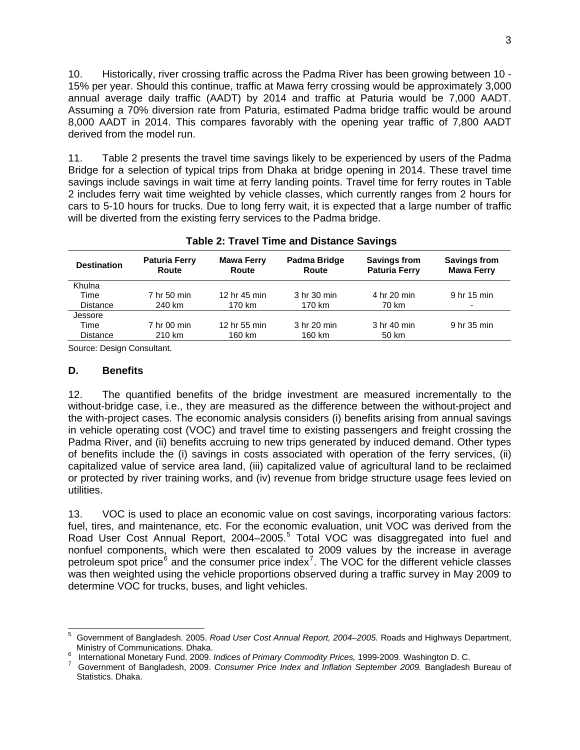10. Historically, river crossing traffic across the Padma River has been growing between 10 - 15% per year. Should this continue, traffic at Mawa ferry crossing would be approximately 3,000 annual average daily traffic (AADT) by 2014 and traffic at Paturia would be 7,000 AADT. Assuming a 70% diversion rate from Paturia, estimated Padma bridge traffic would be around 8,000 AADT in 2014. This compares favorably with the opening year traffic of 7,800 AADT derived from the model run.

11. Table 2 presents the travel time savings likely to be experienced by users of the Padma Bridge for a selection of typical trips from Dhaka at bridge opening in 2014. These travel time savings include savings in wait time at ferry landing points. Travel time for ferry routes in Table 2 includes ferry wait time weighted by vehicle classes, which currently ranges from 2 hours for cars to 5-10 hours for trucks. Due to long ferry wait, it is expected that a large number of traffic will be diverted from the existing ferry services to the Padma bridge.

**Table 2: Travel Time and Distance Savings**

| Destination | Paturia Ferry Route | Mawa Ferry Route | Padma Bridge Route | Savings from Paturia Ferry | Savings from Mawa Ferry |
|---|---|---|---|---|---|
| Khulna | | | | | |
| Time | 7 hr 50 min | 12 hr 45 min | 3 hr 30 min | 4 hr 20 min | 9 hr 15 min |
| Distance | 240 km | 170 km | 170 km | 70 km | - |
| Jessore | | | | | |
| Time | 7 hr 00 min | 12 hr 55 min | 3 hr 20 min | 3 hr 40 min | 9 hr 35 min |
| Distance | 210 km | 160 km | 160 km | 50 km | |

Source: Design Consultant.

## D. Benefits

12. The quantified benefits of the bridge investment are measured incrementally to the without-bridge case, i.e., they are measured as the difference between the without-project and the with-project cases. The economic analysis considers (i) benefits arising from annual savings in vehicle operating cost (VOC) and travel time to existing passengers and freight crossing the Padma River, and (ii) benefits accruing to new trips generated by induced demand. Other types of benefits include the (i) savings in costs associated with operation of the ferry services, (ii) capitalized value of service area land, (iii) capitalized value of agricultural land to be reclaimed or protected by river training works, and (iv) revenue from bridge structure usage fees levied on utilities.

13. VOC is used to place an economic value on cost savings, incorporating various factors: fuel, tires, and maintenance, etc. For the economic evaluation, unit VOC was derived from the Road User Cost Annual Report, 2004–2005.[5] Total VOC was disaggregated into fuel and nonfuel components, which were then escalated to 2009 values by the increase in average petroleum spot price[6] and the consumer price index[7]. The VOC for the different vehicle classes was then weighted using the vehicle proportions observed during a traffic survey in May 2009 to determine VOC for trucks, buses, and light vehicles.

---

[5] Government of Bangladesh. 2005. *Road User Cost Annual Report, 2004–2005.* Roads and Highways Department, Ministry of Communications. Dhaka.

[6] International Monetary Fund. 2009. *Indices of Primary Commodity Prices,* 1999-2009. Washington D. C.

[7] Government of Bangladesh, 2009. *Consumer Price Index and Inflation September 2009.* Bangladesh Bureau of Statistics. Dhaka.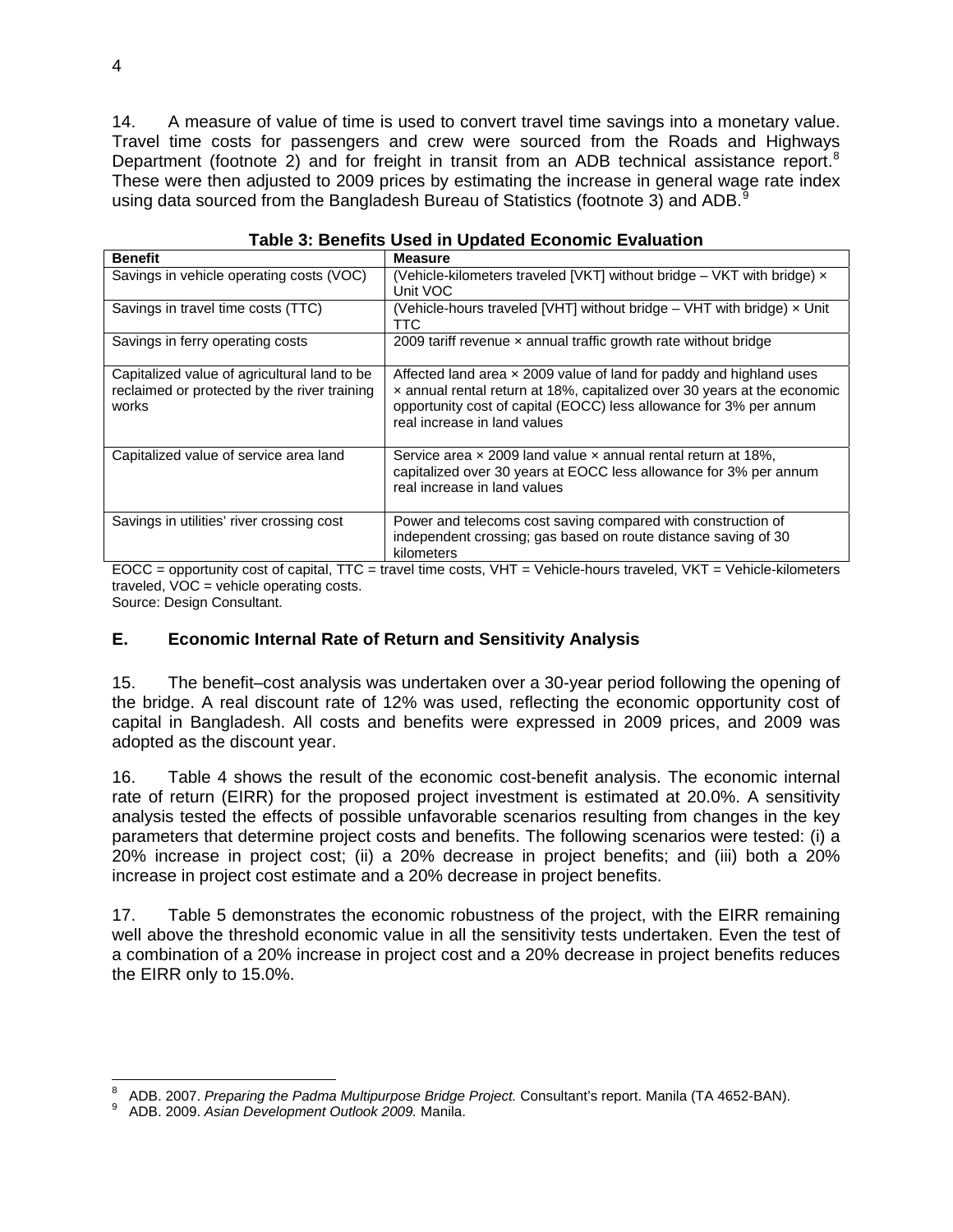14. A measure of value of time is used to convert travel time savings into a monetary value. Travel time costs for passengers and crew were sourced from the Roads and Highways Department (footnote 2) and for freight in transit from an ADB technical assistance report.[8] These were then adjusted to 2009 prices by estimating the increase in general wage rate index using data sourced from the Bangladesh Bureau of Statistics (footnote 3) and ADB.[9]

**Table 3: Benefits Used in Updated Economic Evaluation**

| Benefit | Measure |
|---|---|
| Savings in vehicle operating costs (VOC) | (Vehicle-kilometers traveled [VKT] without bridge – VKT with bridge) × Unit VOC |
| Savings in travel time costs (TTC) | (Vehicle-hours traveled [VHT] without bridge – VHT with bridge) × Unit TTC |
| Savings in ferry operating costs | 2009 tariff revenue × annual traffic growth rate without bridge |
| Capitalized value of agricultural land to be reclaimed or protected by the river training works | Affected land area × 2009 value of land for paddy and highland uses × annual rental return at 18%, capitalized over 30 years at the economic opportunity cost of capital (EOCC) less allowance for 3% per annum real increase in land values |
| Capitalized value of service area land | Service area × 2009 land value × annual rental return at 18%, capitalized over 30 years at EOCC less allowance for 3% per annum real increase in land values |
| Savings in utilities' river crossing cost | Power and telecoms cost saving compared with construction of independent crossing; gas based on route distance saving of 30 kilometers |

EOCC = opportunity cost of capital, TTC = travel time costs, VHT = Vehicle-hours traveled, VKT = Vehicle-kilometers traveled, VOC = vehicle operating costs.
Source: Design Consultant.

## E. Economic Internal Rate of Return and Sensitivity Analysis

15. The benefit–cost analysis was undertaken over a 30-year period following the opening of the bridge. A real discount rate of 12% was used, reflecting the economic opportunity cost of capital in Bangladesh. All costs and benefits were expressed in 2009 prices, and 2009 was adopted as the discount year.

16. Table 4 shows the result of the economic cost-benefit analysis. The economic internal rate of return (EIRR) for the proposed project investment is estimated at 20.0%. A sensitivity analysis tested the effects of possible unfavorable scenarios resulting from changes in the key parameters that determine project costs and benefits. The following scenarios were tested: (i) a 20% increase in project cost; (ii) a 20% decrease in project benefits; and (iii) both a 20% increase in project cost estimate and a 20% decrease in project benefits.

17. Table 5 demonstrates the economic robustness of the project, with the EIRR remaining well above the threshold economic value in all the sensitivity tests undertaken. Even the test of a combination of a 20% increase in project cost and a 20% decrease in project benefits reduces the EIRR only to 15.0%.

---

[8] ADB. 2007. *Preparing the Padma Multipurpose Bridge Project.* Consultant's report. Manila (TA 4652-BAN).

[9] ADB. 2009. *Asian Development Outlook 2009.* Manila.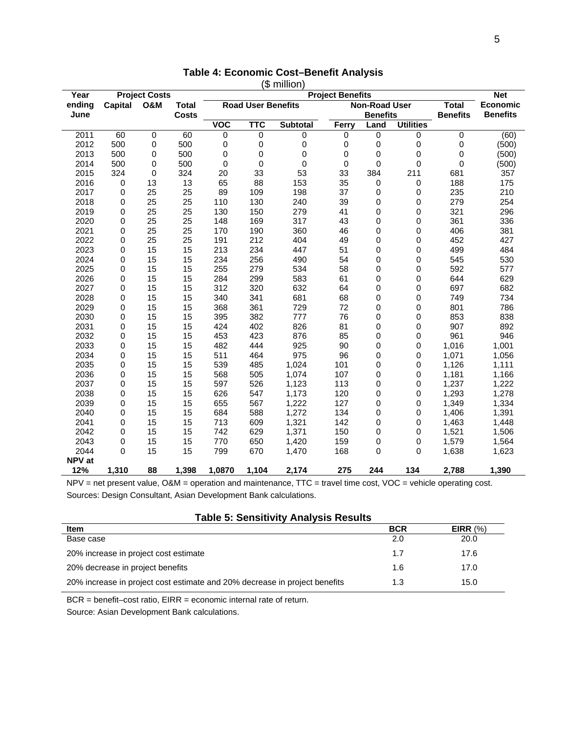**Table 4: Economic Cost–Benefit Analysis**

($ million)

| Year | Project Costs | | | Project Benefits | | | | | | | Net |
|---|---|---|---|---|---|---|---|---|---|---|---|
| ending June | Capital | O&M | Total Costs | Road User Benefits | | | Non-Road User Benefits | | | Total Benefits | Economic Benefits |
| | | | | VOC | TTC | Subtotal | Ferry | Land | Utilities | | |
| 2011 | 60 | 0 | 60 | 0 | 0 | 0 | 0 | 0 | 0 | 0 | (60) |
| 2012 | 500 | 0 | 500 | 0 | 0 | 0 | 0 | 0 | 0 | 0 | (500) |
| 2013 | 500 | 0 | 500 | 0 | 0 | 0 | 0 | 0 | 0 | 0 | (500) |
| 2014 | 500 | 0 | 500 | 0 | 0 | 0 | 0 | 0 | 0 | 0 | (500) |
| 2015 | 324 | 0 | 324 | 20 | 33 | 53 | 33 | 384 | 211 | 681 | 357 |
| 2016 | 0 | 13 | 13 | 65 | 88 | 153 | 35 | 0 | 0 | 188 | 175 |
| 2017 | 0 | 25 | 25 | 89 | 109 | 198 | 37 | 0 | 0 | 235 | 210 |
| 2018 | 0 | 25 | 25 | 110 | 130 | 240 | 39 | 0 | 0 | 279 | 254 |
| 2019 | 0 | 25 | 25 | 130 | 150 | 279 | 41 | 0 | 0 | 321 | 296 |
| 2020 | 0 | 25 | 25 | 148 | 169 | 317 | 43 | 0 | 0 | 361 | 336 |
| 2021 | 0 | 25 | 25 | 170 | 190 | 360 | 46 | 0 | 0 | 406 | 381 |
| 2022 | 0 | 25 | 25 | 191 | 212 | 404 | 49 | 0 | 0 | 452 | 427 |
| 2023 | 0 | 15 | 15 | 213 | 234 | 447 | 51 | 0 | 0 | 499 | 484 |
| 2024 | 0 | 15 | 15 | 234 | 256 | 490 | 54 | 0 | 0 | 545 | 530 |
| 2025 | 0 | 15 | 15 | 255 | 279 | 534 | 58 | 0 | 0 | 592 | 577 |
| 2026 | 0 | 15 | 15 | 284 | 299 | 583 | 61 | 0 | 0 | 644 | 629 |
| 2027 | 0 | 15 | 15 | 312 | 320 | 632 | 64 | 0 | 0 | 697 | 682 |
| 2028 | 0 | 15 | 15 | 340 | 341 | 681 | 68 | 0 | 0 | 749 | 734 |
| 2029 | 0 | 15 | 15 | 368 | 361 | 729 | 72 | 0 | 0 | 801 | 786 |
| 2030 | 0 | 15 | 15 | 395 | 382 | 777 | 76 | 0 | 0 | 853 | 838 |
| 2031 | 0 | 15 | 15 | 424 | 402 | 826 | 81 | 0 | 0 | 907 | 892 |
| 2032 | 0 | 15 | 15 | 453 | 423 | 876 | 85 | 0 | 0 | 961 | 946 |
| 2033 | 0 | 15 | 15 | 482 | 444 | 925 | 90 | 0 | 0 | 1,016 | 1,001 |
| 2034 | 0 | 15 | 15 | 511 | 464 | 975 | 96 | 0 | 0 | 1,071 | 1,056 |
| 2035 | 0 | 15 | 15 | 539 | 485 | 1,024 | 101 | 0 | 0 | 1,126 | 1,111 |
| 2036 | 0 | 15 | 15 | 568 | 505 | 1,074 | 107 | 0 | 0 | 1,181 | 1,166 |
| 2037 | 0 | 15 | 15 | 597 | 526 | 1,123 | 113 | 0 | 0 | 1,237 | 1,222 |
| 2038 | 0 | 15 | 15 | 626 | 547 | 1,173 | 120 | 0 | 0 | 1,293 | 1,278 |
| 2039 | 0 | 15 | 15 | 655 | 567 | 1,222 | 127 | 0 | 0 | 1,349 | 1,334 |
| 2040 | 0 | 15 | 15 | 684 | 588 | 1,272 | 134 | 0 | 0 | 1,406 | 1,391 |
| 2041 | 0 | 15 | 15 | 713 | 609 | 1,321 | 142 | 0 | 0 | 1,463 | 1,448 |
| 2042 | 0 | 15 | 15 | 742 | 629 | 1,371 | 150 | 0 | 0 | 1,521 | 1,506 |
| 2043 | 0 | 15 | 15 | 770 | 650 | 1,420 | 159 | 0 | 0 | 1,579 | 1,564 |
| 2044 | 0 | 15 | 15 | 799 | 670 | 1,470 | 168 | 0 | 0 | 1,638 | 1,623 |
| **NPV at 12%** | **1,310** | **88** | **1,398** | **1,0870** | **1,104** | **2,174** | **275** | **244** | **134** | **2,788** | **1,390** |

NPV = net present value, O&M = operation and maintenance, TTC = travel time cost, VOC = vehicle operating cost.

Sources: Design Consultant, Asian Development Bank calculations.

**Table 5: Sensitivity Analysis Results**

| Item | BCR | EIRR (%) |
|---|---|---|
| Base case | 2.0 | 20.0 |
| 20% increase in project cost estimate | 1.7 | 17.6 |
| 20% decrease in project benefits | 1.6 | 17.0 |
| 20% increase in project cost estimate and 20% decrease in project benefits | 1.3 | 15.0 |

BCR = benefit–cost ratio, EIRR = economic internal rate of return.

Source: Asian Development Bank calculations.